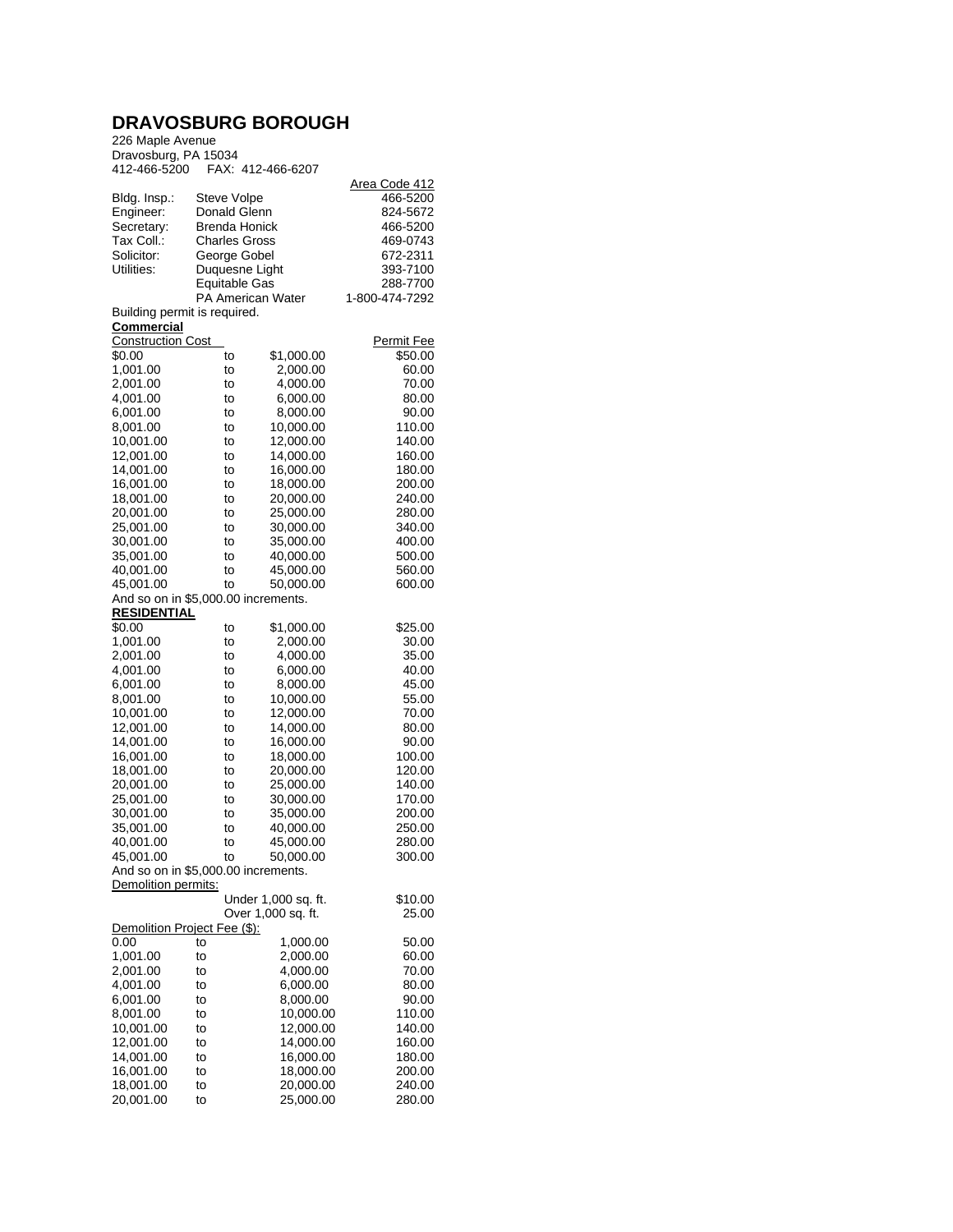# DRAVOSBURG BOROUGH

226 Maple Avenue
Dravosburg, PA 15034
412-466-5200 FAX: 412-466-6207

| | | Area Code 412 |
|---|---|---|
| Bldg. Insp.: | Steve Volpe | 466-5200 |
| Engineer: | Donald Glenn | 824-5672 |
| Secretary: | Brenda Honick | 466-5200 |
| Tax Coll.: | Charles Gross | 469-0743 |
| Solicitor: | George Gobel | 672-2311 |
| Utilities: | Duquesne Light | 393-7100 |
| | Equitable Gas | 288-7700 |
| | PA American Water | 1-800-474-7292 |

Building permit is required.

**Commercial**

| Construction Cost | | | Permit Fee |
|---|---|---|---|
| $0.00 | to | $1,000.00 | $50.00 |
| 1,001.00 | to | 2,000.00 | 60.00 |
| 2,001.00 | to | 4,000.00 | 70.00 |
| 4,001.00 | to | 6,000.00 | 80.00 |
| 6,001.00 | to | 8,000.00 | 90.00 |
| 8,001.00 | to | 10,000.00 | 110.00 |
| 10,001.00 | to | 12,000.00 | 140.00 |
| 12,001.00 | to | 14,000.00 | 160.00 |
| 14,001.00 | to | 16,000.00 | 180.00 |
| 16,001.00 | to | 18,000.00 | 200.00 |
| 18,001.00 | to | 20,000.00 | 240.00 |
| 20,001.00 | to | 25,000.00 | 280.00 |
| 25,001.00 | to | 30,000.00 | 340.00 |
| 30,001.00 | to | 35,000.00 | 400.00 |
| 35,001.00 | to | 40,000.00 | 500.00 |
| 40,001.00 | to | 45,000.00 | 560.00 |
| 45,001.00 | to | 50,000.00 | 600.00 |

And so on in $5,000.00 increments.

**RESIDENTIAL**

| | | | |
|---|---|---|---|
| $0.00 | to | $1,000.00 | $25.00 |
| 1,001.00 | to | 2,000.00 | 30.00 |
| 2,001.00 | to | 4,000.00 | 35.00 |
| 4,001.00 | to | 6,000.00 | 40.00 |
| 6,001.00 | to | 8,000.00 | 45.00 |
| 8,001.00 | to | 10,000.00 | 55.00 |
| 10,001.00 | to | 12,000.00 | 70.00 |
| 12,001.00 | to | 14,000.00 | 80.00 |
| 14,001.00 | to | 16,000.00 | 90.00 |
| 16,001.00 | to | 18,000.00 | 100.00 |
| 18,001.00 | to | 20,000.00 | 120.00 |
| 20,001.00 | to | 25,000.00 | 140.00 |
| 25,001.00 | to | 30,000.00 | 170.00 |
| 30,001.00 | to | 35,000.00 | 200.00 |
| 35,001.00 | to | 40,000.00 | 250.00 |
| 40,001.00 | to | 45,000.00 | 280.00 |
| 45,001.00 | to | 50,000.00 | 300.00 |

And so on in $5,000.00 increments.

Demolition permits:

| | |
|---|---|
| Under 1,000 sq. ft. | $10.00 |
| Over 1,000 sq. ft. | 25.00 |

Demolition Project Fee ($):

| | | | |
|---|---|---|---|
| 0.00 | to | 1,000.00 | 50.00 |
| 1,001.00 | to | 2,000.00 | 60.00 |
| 2,001.00 | to | 4,000.00 | 70.00 |
| 4,001.00 | to | 6,000.00 | 80.00 |
| 6,001.00 | to | 8,000.00 | 90.00 |
| 8,001.00 | to | 10,000.00 | 110.00 |
| 10,001.00 | to | 12,000.00 | 140.00 |
| 12,001.00 | to | 14,000.00 | 160.00 |
| 14,001.00 | to | 16,000.00 | 180.00 |
| 16,001.00 | to | 18,000.00 | 200.00 |
| 18,001.00 | to | 20,000.00 | 240.00 |
| 20,001.00 | to | 25,000.00 | 280.00 |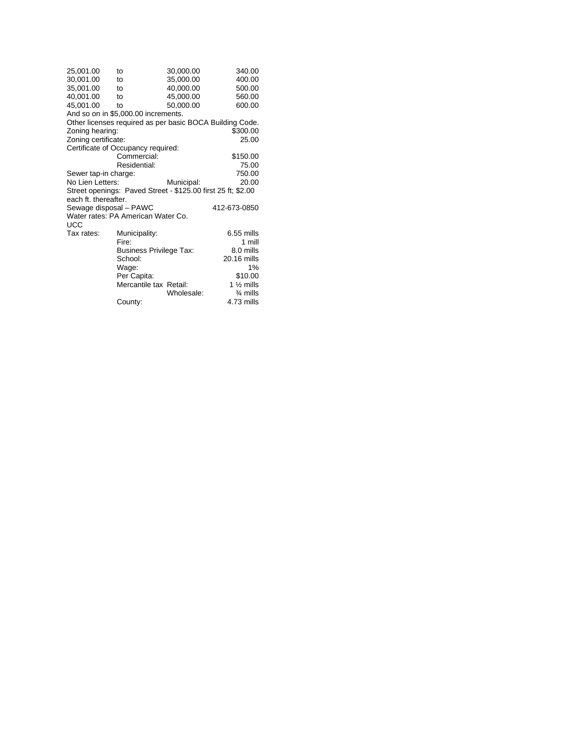| | | | |
|---|---|---|---|
| 25,001.00 | to | 30,000.00 | 340.00 |
| 30,001.00 | to | 35,000.00 | 400.00 |
| 35,001.00 | to | 40,000.00 | 500.00 |
| 40,001.00 | to | 45,000.00 | 560.00 |
| 45,001.00 | to | 50,000.00 | 600.00 |

And so on in $5,000.00 increments.

Other licenses required as per basic BOCA Building Code.

| | | | |
|---|---|---|---|
| Zoning hearing: | | | $300.00 |
| Zoning certificate: | | | 25.00 |
| Certificate of Occupancy required: | | | |
| | Commercial: | | $150.00 |
| | Residential: | | 75.00 |
| Sewer tap-in charge: | | | 750.00 |
| No Lien Letters: | | Municipal: | 20.00 |

Street openings: Paved Street - $125.00 first 25 ft; $2.00 each ft. thereafter.

Sewage disposal – PAWC 412-673-0850

Water rates: PA American Water Co.

UCC

| | | | |
|---|---|---|---|
| Tax rates: | Municipality: | | 6.55 mills |
| | Fire: | | 1 mill |
| | Business Privilege Tax: | | 8.0 mills |
| | School: | | 20.16 mills |
| | Wage: | | 1% |
| | Per Capita: | | $10.00 |
| | Mercantile tax | Retail: | 1 ½ mills |
| | | Wholesale: | ¾ mills |
| | County: | | 4.73 mills |